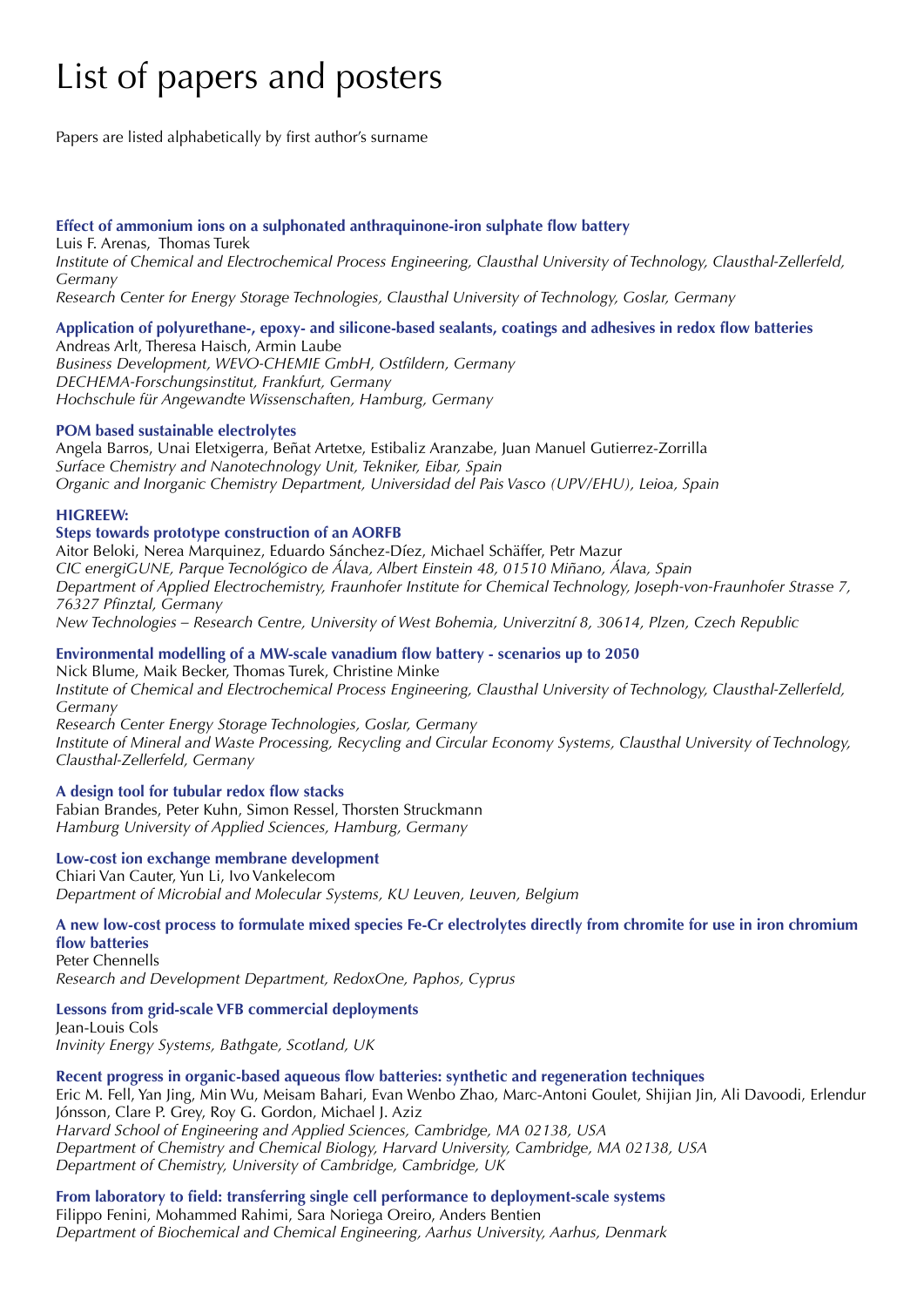# List of papers and posters

Papers are listed alphabetically by first author's surname

**Effect of ammonium ions on a sulphonated anthraquinone-iron sulphate flow battery**
Luis F. Arenas, Thomas Turek
*Institute of Chemical and Electrochemical Process Engineering, Clausthal University of Technology, Clausthal-Zellerfeld, Germany*
*Research Center for Energy Storage Technologies, Clausthal University of Technology, Goslar, Germany*

**Application of polyurethane-, epoxy- and silicone-based sealants, coatings and adhesives in redox flow batteries**
Andreas Arlt, Theresa Haisch, Armin Laube
*Business Development, WEVO-CHEMIE GmbH, Ostfildern, Germany*
*DECHEMA-Forschungsinstitut, Frankfurt, Germany*
*Hochschule für Angewandte Wissenschaften, Hamburg, Germany*

**POM based sustainable electrolytes**
Angela Barros, Unai Eletxigerra, Beñat Artetxe, Estibaliz Aranzabe, Juan Manuel Gutierrez-Zorrilla
*Surface Chemistry and Nanotechnology Unit, Tekniker, Eibar, Spain*
*Organic and Inorganic Chemistry Department, Universidad del Pais Vasco (UPV/EHU), Leioa, Spain*

**HIGREEW:**
**Steps towards prototype construction of an AORFB**
Aitor Beloki, Nerea Marquinez, Eduardo Sánchez-Díez, Michael Schäffer, Petr Mazur
*CIC energiGUNE, Parque Tecnológico de Álava, Albert Einstein 48, 01510 Miñano, Álava, Spain*
*Department of Applied Electrochemistry, Fraunhofer Institute for Chemical Technology, Joseph-von-Fraunhofer Strasse 7, 76327 Pfinztal, Germany*
*New Technologies – Research Centre, University of West Bohemia, Univerzitní 8, 30614, Plzen, Czech Republic*

**Environmental modelling of a MW-scale vanadium flow battery - scenarios up to 2050**
Nick Blume, Maik Becker, Thomas Turek, Christine Minke
*Institute of Chemical and Electrochemical Process Engineering, Clausthal University of Technology, Clausthal-Zellerfeld, Germany*
*Research Center Energy Storage Technologies, Goslar, Germany*
*Institute of Mineral and Waste Processing, Recycling and Circular Economy Systems, Clausthal University of Technology, Clausthal-Zellerfeld, Germany*

**A design tool for tubular redox flow stacks**
Fabian Brandes, Peter Kuhn, Simon Ressel, Thorsten Struckmann
*Hamburg University of Applied Sciences, Hamburg, Germany*

**Low-cost ion exchange membrane development**
Chiari Van Cauter, Yun Li, Ivo Vankelecom
*Department of Microbial and Molecular Systems, KU Leuven, Leuven, Belgium*

**A new low-cost process to formulate mixed species Fe-Cr electrolytes directly from chromite for use in iron chromium flow batteries**
Peter Chennells
*Research and Development Department, RedoxOne, Paphos, Cyprus*

**Lessons from grid-scale VFB commercial deployments**
Jean-Louis Cols
*Invinity Energy Systems, Bathgate, Scotland, UK*

**Recent progress in organic-based aqueous flow batteries: synthetic and regeneration techniques**
Eric M. Fell, Yan Jing, Min Wu, Meisam Bahari, Evan Wenbo Zhao, Marc-Antoni Goulet, Shijian Jin, Ali Davoodi, Erlendur Jónsson, Clare P. Grey, Roy G. Gordon, Michael J. Aziz
*Harvard School of Engineering and Applied Sciences, Cambridge, MA 02138, USA*
*Department of Chemistry and Chemical Biology, Harvard University, Cambridge, MA 02138, USA*
*Department of Chemistry, University of Cambridge, Cambridge, UK*

**From laboratory to field: transferring single cell performance to deployment-scale systems**
Filippo Fenini, Mohammed Rahimi, Sara Noriega Oreiro, Anders Bentien
*Department of Biochemical and Chemical Engineering, Aarhus University, Aarhus, Denmark*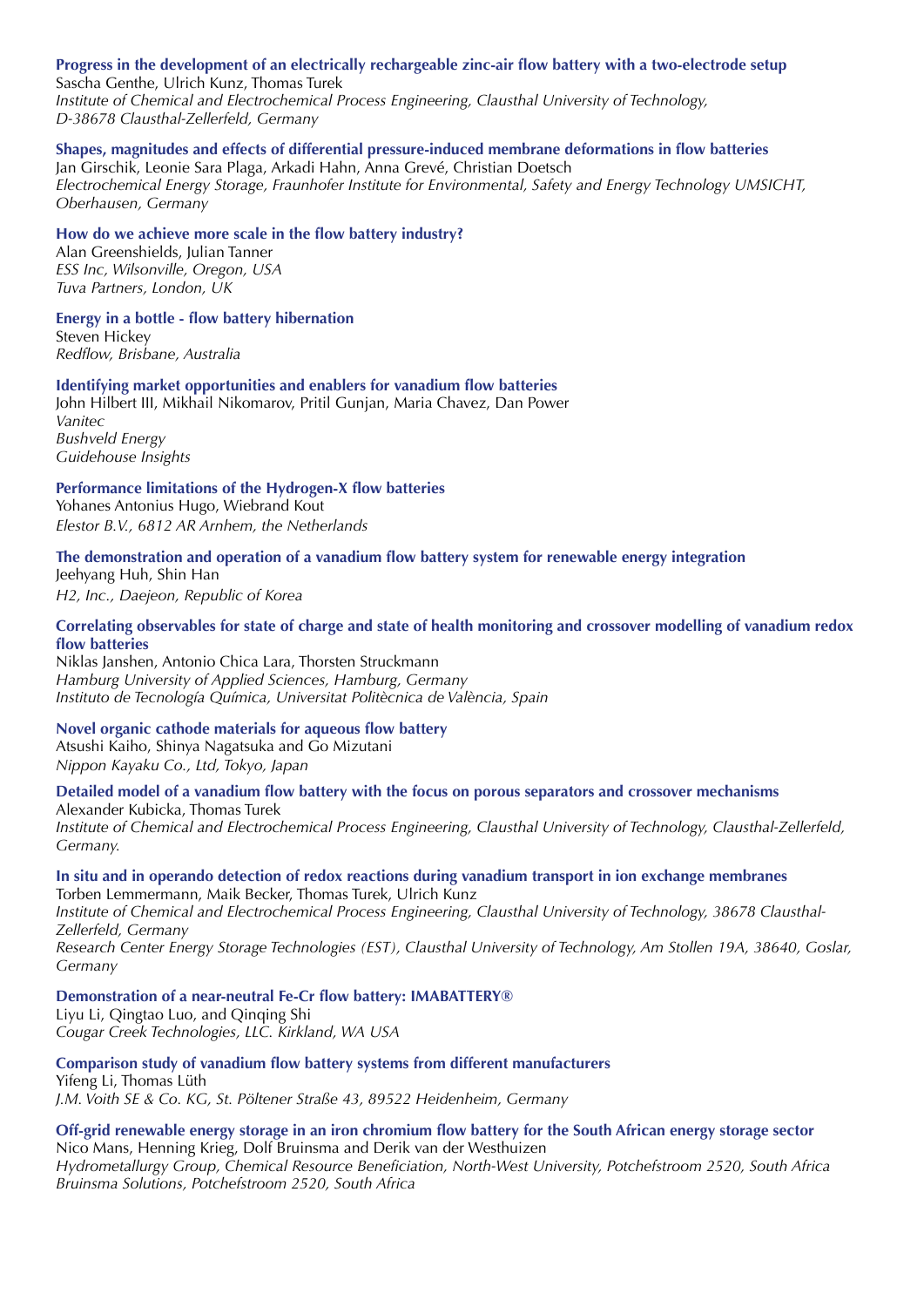**Progress in the development of an electrically rechargeable zinc-air flow battery with a two-electrode setup**
Sascha Genthe, Ulrich Kunz, Thomas Turek
*Institute of Chemical and Electrochemical Process Engineering, Clausthal University of Technology, D-38678 Clausthal-Zellerfeld, Germany*

**Shapes, magnitudes and effects of differential pressure-induced membrane deformations in flow batteries**
Jan Girschik, Leonie Sara Plaga, Arkadi Hahn, Anna Grevé, Christian Doetsch
*Electrochemical Energy Storage, Fraunhofer Institute for Environmental, Safety and Energy Technology UMSICHT, Oberhausen, Germany*

**How do we achieve more scale in the flow battery industry?**
Alan Greenshields, Julian Tanner
*ESS Inc, Wilsonville, Oregon, USA*
*Tuva Partners, London, UK*

**Energy in a bottle - flow battery hibernation**
Steven Hickey
*Redflow, Brisbane, Australia*

**Identifying market opportunities and enablers for vanadium flow batteries**
John Hilbert III, Mikhail Nikomarov, Pritil Gunjan, Maria Chavez, Dan Power
*Vanitec*
*Bushveld Energy*
*Guidehouse Insights*

**Performance limitations of the Hydrogen-X flow batteries**
Yohanes Antonius Hugo, Wiebrand Kout
*Elestor B.V., 6812 AR Arnhem, the Netherlands*

**The demonstration and operation of a vanadium flow battery system for renewable energy integration**
Jeehyang Huh, Shin Han
*H2, Inc., Daejeon, Republic of Korea*

**Correlating observables for state of charge and state of health monitoring and crossover modelling of vanadium redox flow batteries**
Niklas Janshen, Antonio Chica Lara, Thorsten Struckmann
*Hamburg University of Applied Sciences, Hamburg, Germany*
*Instituto de Tecnología Química, Universitat Politècnica de València, Spain*

**Novel organic cathode materials for aqueous flow battery**
Atsushi Kaiho, Shinya Nagatsuka and Go Mizutani
*Nippon Kayaku Co., Ltd, Tokyo, Japan*

**Detailed model of a vanadium flow battery with the focus on porous separators and crossover mechanisms**
Alexander Kubicka, Thomas Turek
*Institute of Chemical and Electrochemical Process Engineering, Clausthal University of Technology, Clausthal-Zellerfeld, Germany.*

**In situ and in operando detection of redox reactions during vanadium transport in ion exchange membranes**
Torben Lemmermann, Maik Becker, Thomas Turek, Ulrich Kunz
*Institute of Chemical and Electrochemical Process Engineering, Clausthal University of Technology, 38678 Clausthal-Zellerfeld, Germany*
*Research Center Energy Storage Technologies (EST), Clausthal University of Technology, Am Stollen 19A, 38640, Goslar, Germany*

**Demonstration of a near-neutral Fe-Cr flow battery: IMABATTERY®**
Liyu Li, Qingtao Luo, and Qinqing Shi
*Cougar Creek Technologies, LLC. Kirkland, WA USA*

**Comparison study of vanadium flow battery systems from different manufacturers**
Yifeng Li, Thomas Lüth
*J.M. Voith SE & Co. KG, St. Pöltener Straße 43, 89522 Heidenheim, Germany*

**Off-grid renewable energy storage in an iron chromium flow battery for the South African energy storage sector**
Nico Mans, Henning Krieg, Dolf Bruinsma and Derik van der Westhuizen
*Hydrometallurgy Group, Chemical Resource Beneficiation, North-West University, Potchefstroom 2520, South Africa*
*Bruinsma Solutions, Potchefstroom 2520, South Africa*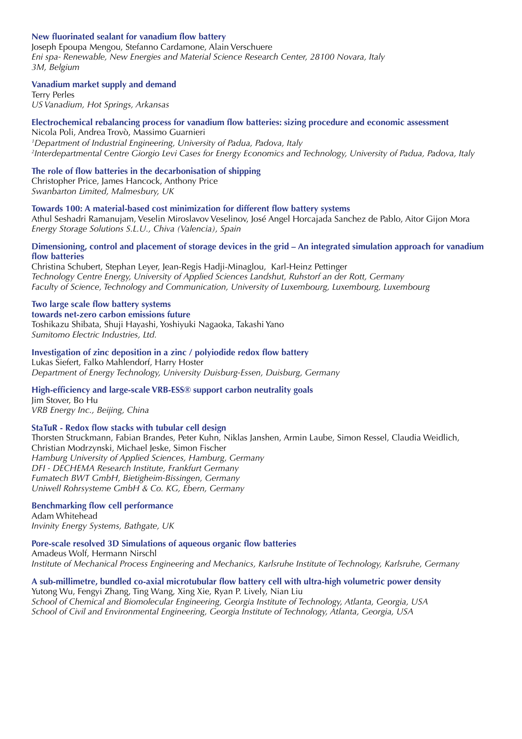**New fluorinated sealant for vanadium flow battery**
Joseph Epoupa Mengou, Stefanno Cardamone, Alain Verschuere
*Eni spa- Renewable, New Energies and Material Science Research Center, 28100 Novara, Italy*
*3M, Belgium*

**Vanadium market supply and demand**
Terry Perles
*US Vanadium, Hot Springs, Arkansas*

**Electrochemical rebalancing process for vanadium flow batteries: sizing procedure and economic assessment**
Nicola Poli, Andrea Trovò, Massimo Guarnieri
*[1]Department of Industrial Engineering, University of Padua, Padova, Italy*
*[2]Interdepartmental Centre Giorgio Levi Cases for Energy Economics and Technology, University of Padua, Padova, Italy*

**The role of flow batteries in the decarbonisation of shipping**
Christopher Price, James Hancock, Anthony Price
*Swanbarton Limited, Malmesbury, UK*

**Towards 100: A material-based cost minimization for different flow battery systems**
Athul Seshadri Ramanujam, Veselin Miroslavov Veselinov, José Angel Horcajada Sanchez de Pablo, Aitor Gijon Mora
*Energy Storage Solutions S.L.U., Chiva (Valencia), Spain*

**Dimensioning, control and placement of storage devices in the grid – An integrated simulation approach for vanadium flow batteries**
Christina Schubert, Stephan Leyer, Jean-Regis Hadji-Minaglou, Karl-Heinz Pettinger
*Technology Centre Energy, University of Applied Sciences Landshut, Ruhstorf an der Rott, Germany*
*Faculty of Science, Technology and Communication, University of Luxembourg, Luxembourg, Luxembourg*

**Two large scale flow battery systems towards net-zero carbon emissions future**
Toshikazu Shibata, Shuji Hayashi, Yoshiyuki Nagaoka, Takashi Yano
*Sumitomo Electric Industries, Ltd.*

**Investigation of zinc deposition in a zinc / polyiodide redox flow battery**
Lukas Siefert, Falko Mahlendorf, Harry Hoster
*Department of Energy Technology, University Duisburg-Essen, Duisburg, Germany*

**High-efficiency and large-scale VRB-ESS® support carbon neutrality goals**
Jim Stover, Bo Hu
*VRB Energy Inc., Beijing, China*

**StaTuR - Redox flow stacks with tubular cell design**
Thorsten Struckmann, Fabian Brandes, Peter Kuhn, Niklas Janshen, Armin Laube, Simon Ressel, Claudia Weidlich, Christian Modrzynski, Michael Jeske, Simon Fischer
*Hamburg University of Applied Sciences, Hamburg, Germany*
*DFI - DECHEMA Research Institute, Frankfurt Germany*
*Fumatech BWT GmbH, Bietigheim-Bissingen, Germany*
*Uniwell Rohrsysteme GmbH & Co. KG, Ebern, Germany*

**Benchmarking flow cell performance**
Adam Whitehead
*Invinity Energy Systems, Bathgate, UK*

**Pore-scale resolved 3D Simulations of aqueous organic flow batteries**
Amadeus Wolf, Hermann Nirschl
*Institute of Mechanical Process Engineering and Mechanics, Karlsruhe Institute of Technology, Karlsruhe, Germany*

**A sub-millimetre, bundled co-axial microtubular flow battery cell with ultra-high volumetric power density**
Yutong Wu, Fengyi Zhang, Ting Wang, Xing Xie, Ryan P. Lively, Nian Liu
*School of Chemical and Biomolecular Engineering, Georgia Institute of Technology, Atlanta, Georgia, USA*
*School of Civil and Environmental Engineering, Georgia Institute of Technology, Atlanta, Georgia, USA*